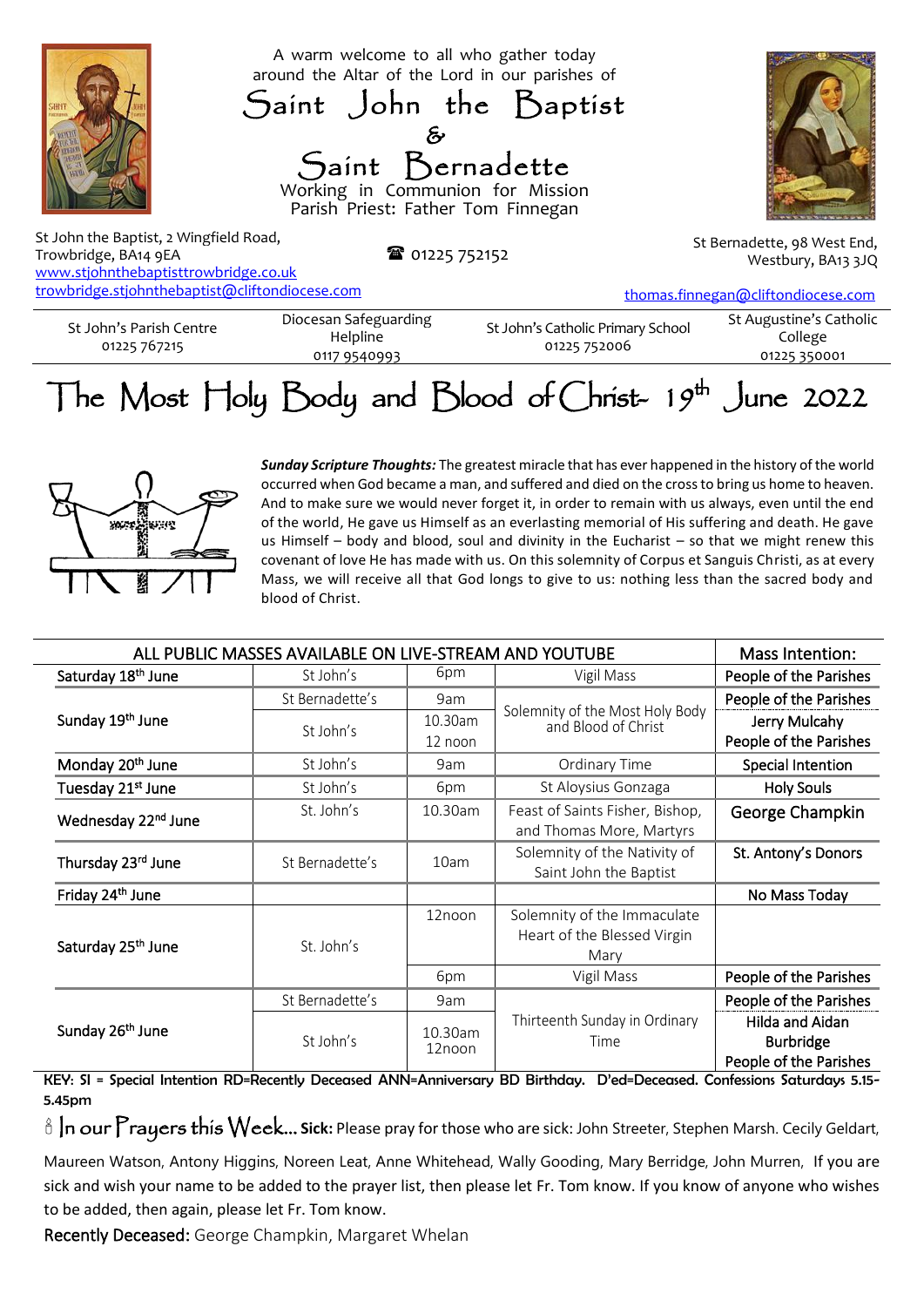A warm welcome to all who gather today around the Altar of the Lord in our parishes of

# Saint John the Baptist & Saint Bernadette

Working in Communion for Mission
Parish Priest: Father Tom Finnegan

St John the Baptist, 2 Wingfield Road, Trowbridge, BA14 9EA
www.stjohnthebaptisttrowbridge.co.uk
trowbridge.stjohnthebaptist@cliftondiocese.com

☎ 01225 752152

St Bernadette, 98 West End, Westbury, BA13 3JQ
thomas.finnegan@cliftondiocese.com

| St John's Parish Centre 01225 767215 | Diocesan Safeguarding Helpline 0117 9540993 | St John's Catholic Primary School 01225 752006 | St Augustine's Catholic College 01225 350001 |
|---|---|---|---|

# The Most Holy Body and Blood of Christ- 19th June 2022

***Sunday Scripture Thoughts:*** The greatest miracle that has ever happened in the history of the world occurred when God became a man, and suffered and died on the cross to bring us home to heaven. And to make sure we would never forget it, in order to remain with us always, even until the end of the world, He gave us Himself as an everlasting memorial of His suffering and death. He gave us Himself – body and blood, soul and divinity in the Eucharist – so that we might renew this covenant of love He has made with us. On this solemnity of Corpus et Sanguis Christi, as at every Mass, we will receive all that God longs to give to us: nothing less than the sacred body and blood of Christ.

| ALL PUBLIC MASSES AVAILABLE ON LIVE-STREAM AND YOUTUBE | | | | Mass Intention: |
|---|---|---|---|---|
| Saturday 18th June | St John's | 6pm | Vigil Mass | People of the Parishes |
| Sunday 19th June | St Bernadette's | 9am | Solemnity of the Most Holy Body and Blood of Christ | People of the Parishes |
| | St John's | 10.30am | | Jerry Mulcahy |
| | | 12 noon | | People of the Parishes |
| Monday 20th June | St John's | 9am | Ordinary Time | Special Intention |
| Tuesday 21st June | St John's | 6pm | St Aloysius Gonzaga | Holy Souls |
| Wednesday 22nd June | St. John's | 10.30am | Feast of Saints Fisher, Bishop, and Thomas More, Martyrs | George Champkin |
| Thursday 23rd June | St Bernadette's | 10am | Solemnity of the Nativity of Saint John the Baptist | St. Antony's Donors |
| Friday 24th June | | | | No Mass Today |
| Saturday 25th June | St. John's | 12noon | Solemnity of the Immaculate Heart of the Blessed Virgin Mary | |
| | | 6pm | Vigil Mass | People of the Parishes |
| Sunday 26th June | St Bernadette's | 9am | Thirteenth Sunday in Ordinary Time | People of the Parishes |
| | St John's | 10.30am | | Hilda and Aidan Burbridge |
| | | 12noon | | People of the Parishes |

**KEY: SI = Special Intention RD=Recently Deceased ANN=Anniversary BD Birthday. D'ed=Deceased. Confessions Saturdays 5.15-5.45pm**

🕯 In our Prayers this Week... **Sick:** Please pray for those who are sick: John Streeter, Stephen Marsh. Cecily Geldart, Maureen Watson, Antony Higgins, Noreen Leat, Anne Whitehead, Wally Gooding, Mary Berridge, John Murren, If you are sick and wish your name to be added to the prayer list, then please let Fr. Tom know. If you know of anyone who wishes to be added, then again, please let Fr. Tom know.

Recently Deceased: George Champkin, Margaret Whelan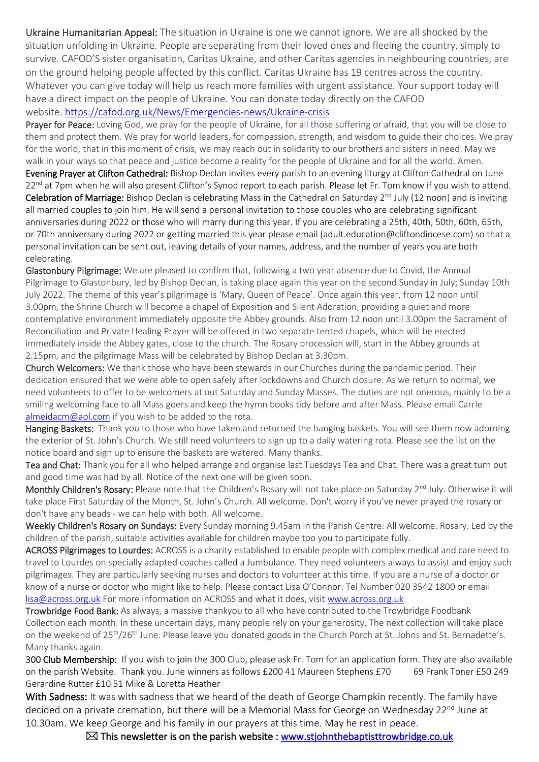**Ukraine Humanitarian Appeal:** The situation in Ukraine is one we cannot ignore. We are all shocked by the situation unfolding in Ukraine. People are separating from their loved ones and fleeing the country, simply to survive. CAFOD'S sister organisation, Caritas Ukraine, and other Caritas agencies in neighbouring countries, are on the ground helping people affected by this conflict. Caritas Ukraine has 19 centres across the country. Whatever you can give today will help us reach more families with urgent assistance. Your support today will have a direct impact on the people of Ukraine. You can donate today directly on the CAFOD website. https://cafod.org.uk/News/Emergencies-news/Ukraine-crisis

**Prayer for Peace:** Loving God, we pray for the people of Ukraine, for all those suffering or afraid, that you will be close to them and protect them. We pray for world leaders, for compassion, strength, and wisdom to guide their choices. We pray for the world, that in this moment of crisis, we may reach out in solidarity to our brothers and sisters in need. May we walk in your ways so that peace and justice become a reality for the people of Ukraine and for all the world. Amen.

**Evening Prayer at Clifton Cathedral:** Bishop Declan invites every parish to an evening liturgy at Clifton Cathedral on June 22nd at 7pm when he will also present Clifton's Synod report to each parish. Please let Fr. Tom know if you wish to attend.

**Celebration of Marriage:** Bishop Declan is celebrating Mass in the Cathedral on Saturday 2nd July (12 noon) and is inviting all married couples to join him. He will send a personal invitation to those couples who are celebrating significant anniversaries during 2022 or those who will marry during this year. If you are celebrating a 25th, 40th, 50th, 60th, 65th, or 70th anniversary during 2022 or getting married this year please email (adult.education@cliftondiocese.com) so that a personal invitation can be sent out, leaving details of your names, address, and the number of years you are both celebrating.

**Glastonbury Pilgrimage:** We are pleased to confirm that, following a two year absence due to Covid, the Annual Pilgrimage to Glastonbury, led by Bishop Declan, is taking place again this year on the second Sunday in July; Sunday 10th July 2022. The theme of this year's pilgrimage is 'Mary, Queen of Peace'. Once again this year, from 12 noon until 3.00pm, the Shrine Church will become a chapel of Exposition and Silent Adoration, providing a quiet and more contemplative environment immediately opposite the Abbey grounds. Also from 12 noon until 3.00pm the Sacrament of Reconciliation and Private Healing Prayer will be offered in two separate tented chapels, which will be erected immediately inside the Abbey gates, close to the church. The Rosary procession will, start in the Abbey grounds at 2.15pm, and the pilgrimage Mass will be celebrated by Bishop Declan at 3.30pm.

**Church Welcomers:** We thank those who have been stewards in our Churches during the pandemic period. Their dedication ensured that we were able to open safely after lockdowns and Church closure. As we return to normal, we need volunteers to offer to be welcomers at out Saturday and Sunday Masses. The duties are not onerous, mainly to be a smiling welcoming face to all Mass goers and keep the hymn books tidy before and after Mass. Please email Carrie almeidacm@aol.com if you wish to be added to the rota.

**Hanging Baskets:** Thank you to those who have taken and returned the hanging baskets. You will see them now adorning the exterior of St. John's Church. We still need volunteers to sign up to a daily watering rota. Please see the list on the notice board and sign up to ensure the baskets are watered. Many thanks.

**Tea and Chat:** Thank you for all who helped arrange and organise last Tuesdays Tea and Chat. There was a great turn out and good time was had by all. Notice of the next one will be given soon.

**Monthly Children's Rosary:** Please note that the Children's Rosary will not take place on Saturday 2nd July. Otherwise it will take place First Saturday of the Month, St. John's Church. All welcome. Don't worry if you've never prayed the rosary or don't have any beads - we can help with both. All welcome.

**Weekly Children's Rosary on Sundays:** Every Sunday morning 9.45am in the Parish Centre. All welcome. Rosary. Led by the children of the parish, suitable activities available for children maybe too you to participate fully.

**ACROSS Pilgrimages to Lourdes:** ACROSS is a charity established to enable people with complex medical and care need to travel to Lourdes on specially adapted coaches called a Jumbulance. They need volunteers always to assist and enjoy such pilgrimages. They are particularly seeking nurses and doctors to volunteer at this time. If you are a nurse of a doctor or know of a nurse or doctor who might like to help. Please contact Lisa O'Connor. Tel Number 020 3542 1800 or email lisa@across.org.uk For more information on ACROSS and what it does, visit www.across.org.uk

**Trowbridge Food Bank:** As always, a massive thankyou to all who have contributed to the Trowbridge Foodbank Collection each month. In these uncertain days, many people rely on your generosity. The next collection will take place on the weekend of 25th/26th June. Please leave you donated goods in the Church Porch at St. Johns and St. Bernadette's. Many thanks again.

**300 Club Membership:** If you wish to join the 300 Club, please ask Fr. Tom for an application form. They are also available on the parish Website. Thank you. June winners as follows £200 41 Maureen Stephens £70 69 Frank Toner £50 249 Gerardine Rutter £10 51 Mike & Loretta Heather

**With Sadness:** It was with sadness that we heard of the death of George Champkin recently. The family have decided on a private cremation, but there will be a Memorial Mass for George on Wednesday 22nd June at 10.30am. We keep George and his family in our prayers at this time. May he rest in peace.

✉ This newsletter is on the parish website : www.stjohnthebaptisttrowbridge.co.uk